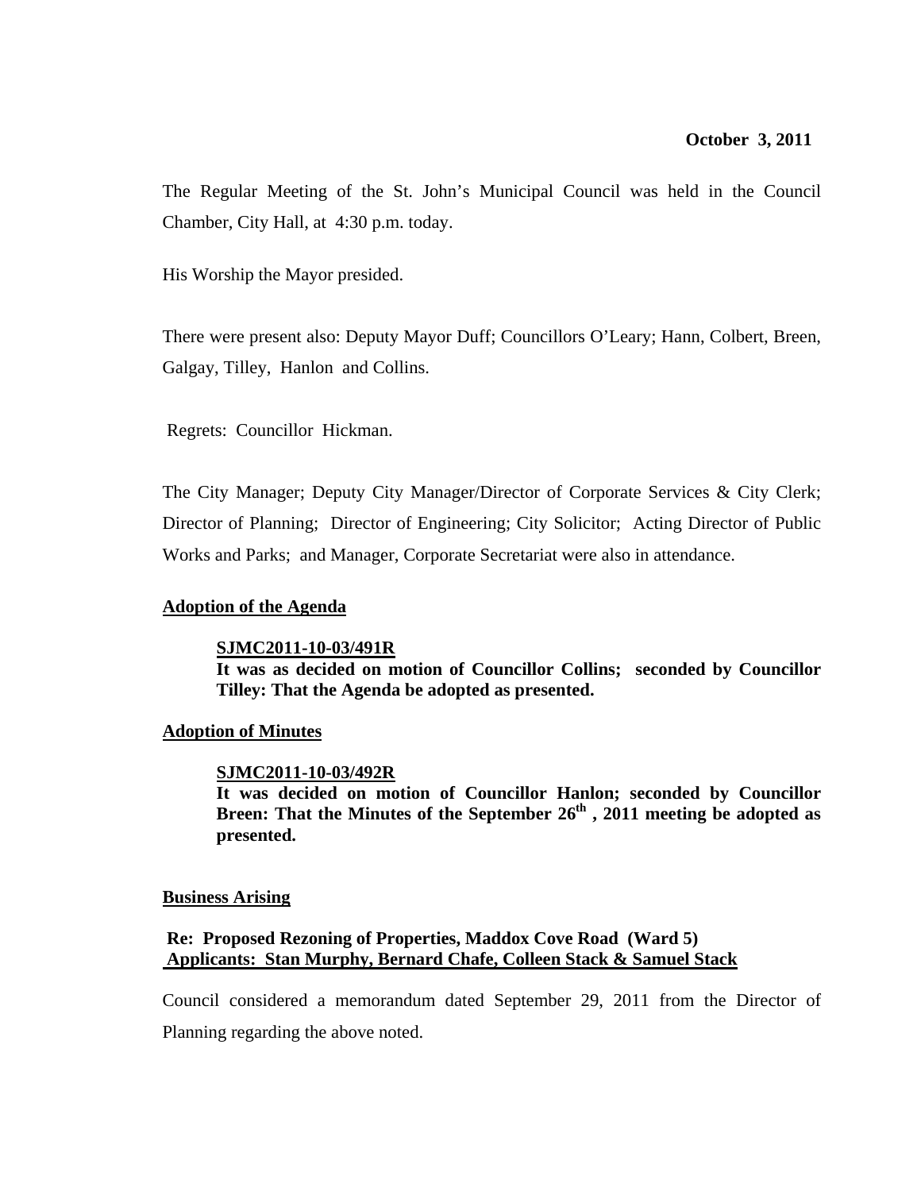**October 3, 2011**

The Regular Meeting of the St. John's Municipal Council was held in the Council Chamber, City Hall, at 4:30 p.m. today.

His Worship the Mayor presided.

There were present also: Deputy Mayor Duff; Councillors O'Leary; Hann, Colbert, Breen, Galgay, Tilley, Hanlon and Collins.

Regrets: Councillor Hickman.

The City Manager; Deputy City Manager/Director of Corporate Services & City Clerk; Director of Planning; Director of Engineering; City Solicitor; Acting Director of Public Works and Parks; and Manager, Corporate Secretariat were also in attendance.

**Adoption of the Agenda**

> **SJMC2011-10-03/491R**
> **It was as decided on motion of Councillor Collins; seconded by Councillor Tilley: That the Agenda be adopted as presented.**

**Adoption of Minutes**

> **SJMC2011-10-03/492R**
> **It was decided on motion of Councillor Hanlon; seconded by Councillor Breen: That the Minutes of the September 26th, 2011 meeting be adopted as presented.**

**Business Arising**

**Re: Proposed Rezoning of Properties, Maddox Cove Road (Ward 5)**
**Applicants: Stan Murphy, Bernard Chafe, Colleen Stack & Samuel Stack**

Council considered a memorandum dated September 29, 2011 from the Director of Planning regarding the above noted.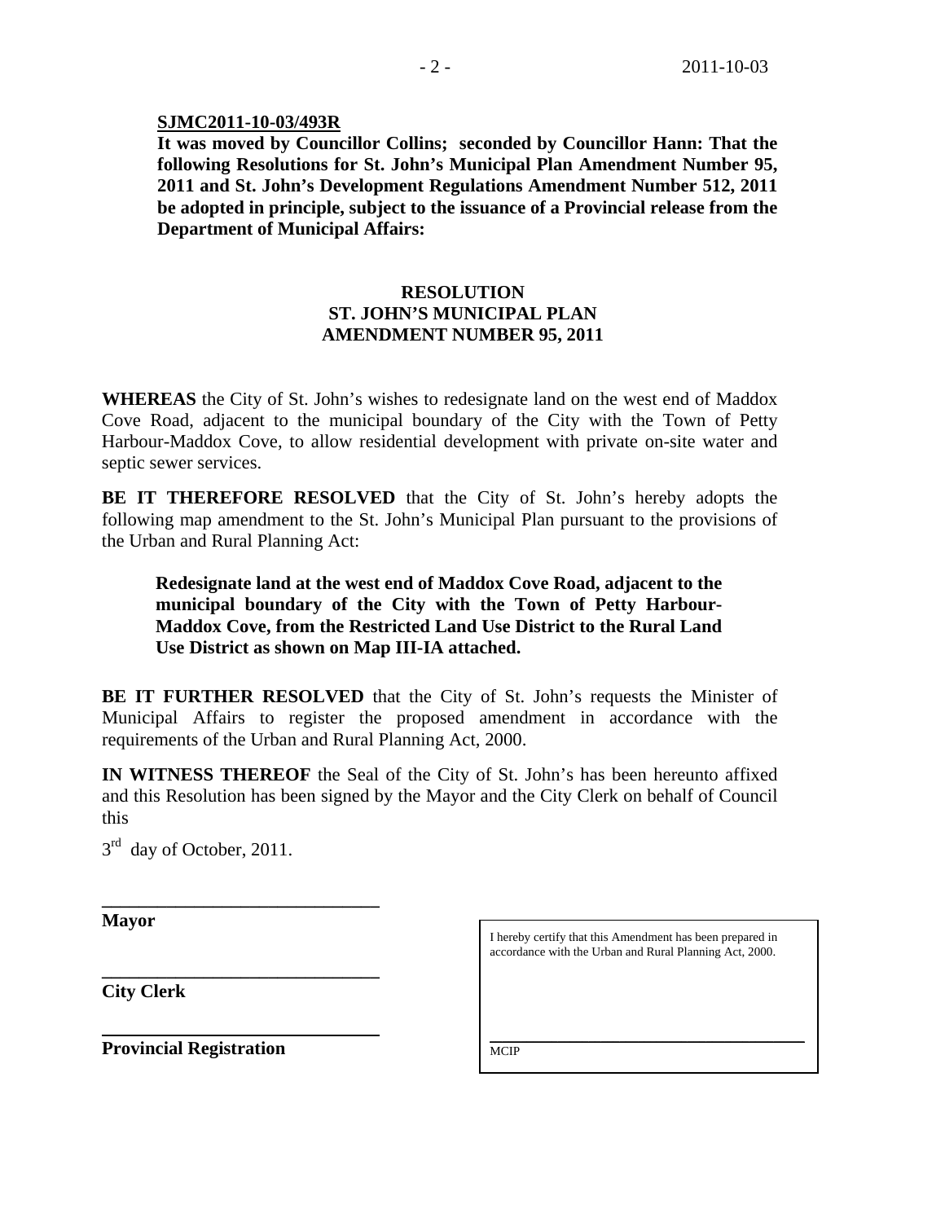**SJMC2011-10-03/493R**

**It was moved by Councillor Collins; seconded by Councillor Hann: That the following Resolutions for St. John's Municipal Plan Amendment Number 95, 2011 and St. John's Development Regulations Amendment Number 512, 2011 be adopted in principle, subject to the issuance of a Provincial release from the Department of Municipal Affairs:**

**RESOLUTION**
**ST. JOHN'S MUNICIPAL PLAN**
**AMENDMENT NUMBER 95, 2011**

**WHEREAS** the City of St. John's wishes to redesignate land on the west end of Maddox Cove Road, adjacent to the municipal boundary of the City with the Town of Petty Harbour-Maddox Cove, to allow residential development with private on-site water and septic sewer services.

**BE IT THEREFORE RESOLVED** that the City of St. John's hereby adopts the following map amendment to the St. John's Municipal Plan pursuant to the provisions of the Urban and Rural Planning Act:

> **Redesignate land at the west end of Maddox Cove Road, adjacent to the municipal boundary of the City with the Town of Petty Harbour-Maddox Cove, from the Restricted Land Use District to the Rural Land Use District as shown on Map III-IA attached.**

**BE IT FURTHER RESOLVED** that the City of St. John's requests the Minister of Municipal Affairs to register the proposed amendment in accordance with the requirements of the Urban and Rural Planning Act, 2000.

**IN WITNESS THEREOF** the Seal of the City of St. John's has been hereunto affixed and this Resolution has been signed by the Mayor and the City Clerk on behalf of Council this

3rd day of October, 2011.

______________________________
**Mayor**

______________________________
**City Clerk**

______________________________
**Provincial Registration**

I hereby certify that this Amendment has been prepared in accordance with the Urban and Rural Planning Act, 2000.

______________________________
MCIP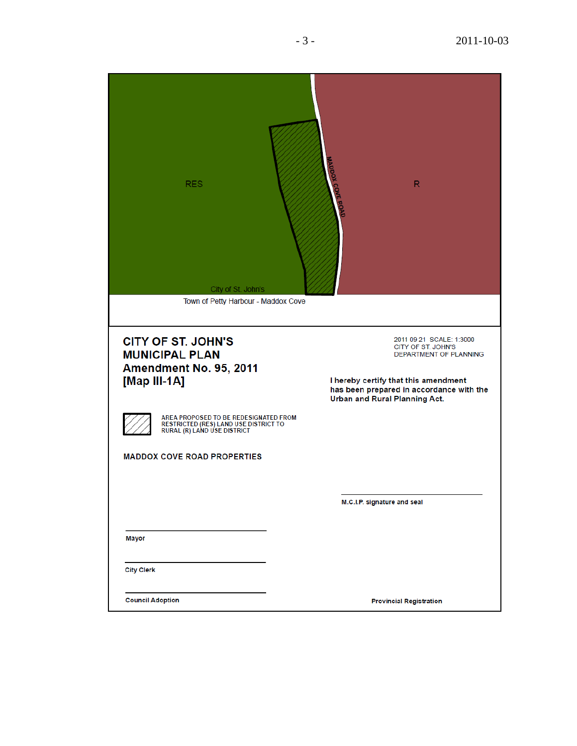RES

MADDOX COVE ROAD

R

City of St. John's

Town of Petty Harbour - Maddox Cove

# CITY OF ST. JOHN'S MUNICIPAL PLAN Amendment No. 95, 2011 [Map III-1A]

2011 09 21 SCALE: 1:3000
CITY OF ST. JOHN'S
DEPARTMENT OF PLANNING

**I hereby certify that this amendment has been prepared in accordance with the Urban and Rural Planning Act.**

AREA PROPOSED TO BE REDESIGNATED FROM RESTRICTED (RES) LAND USE DISTRICT TO RURAL (R) LAND USE DISTRICT

**MADDOX COVE ROAD PROPERTIES**

M.C.I.P. signature and seal

Mayor

City Clerk

Council Adoption

Provincial Registration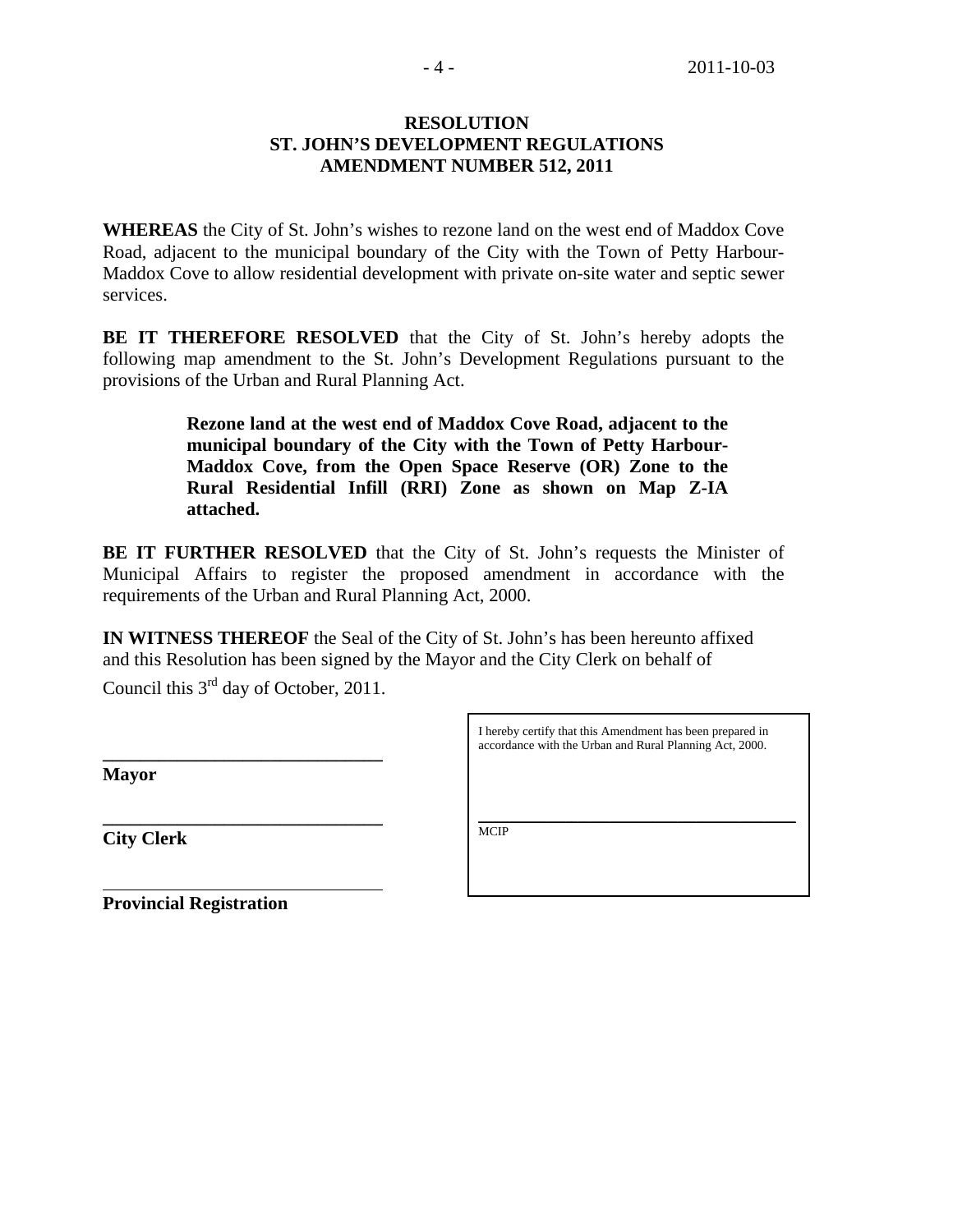**RESOLUTION**
**ST. JOHN'S DEVELOPMENT REGULATIONS**
**AMENDMENT NUMBER 512, 2011**

**WHEREAS** the City of St. John's wishes to rezone land on the west end of Maddox Cove Road, adjacent to the municipal boundary of the City with the Town of Petty Harbour-Maddox Cove to allow residential development with private on-site water and septic sewer services.

**BE IT THEREFORE RESOLVED** that the City of St. John's hereby adopts the following map amendment to the St. John's Development Regulations pursuant to the provisions of the Urban and Rural Planning Act.

> **Rezone land at the west end of Maddox Cove Road, adjacent to the municipal boundary of the City with the Town of Petty Harbour-Maddox Cove, from the Open Space Reserve (OR) Zone to the Rural Residential Infill (RRI) Zone as shown on Map Z-IA attached.**

**BE IT FURTHER RESOLVED** that the City of St. John's requests the Minister of Municipal Affairs to register the proposed amendment in accordance with the requirements of the Urban and Rural Planning Act, 2000.

**IN WITNESS THEREOF** the Seal of the City of St. John's has been hereunto affixed and this Resolution has been signed by the Mayor and the City Clerk on behalf of Council this 3rd day of October, 2011.

\_\_\_\_\_\_\_\_\_\_\_\_\_\_\_\_\_\_\_\_\_\_\_\_\_\_\_\_\_\_
**Mayor**

\_\_\_\_\_\_\_\_\_\_\_\_\_\_\_\_\_\_\_\_\_\_\_\_\_\_\_\_\_\_
**City Clerk**

\_\_\_\_\_\_\_\_\_\_\_\_\_\_\_\_\_\_\_\_\_\_\_\_\_\_\_\_\_\_
**Provincial Registration**

I hereby certify that this Amendment has been prepared in accordance with the Urban and Rural Planning Act, 2000.

\_\_\_\_\_\_\_\_\_\_\_\_\_\_\_\_\_\_\_\_\_\_\_\_\_\_\_\_\_\_
MCIP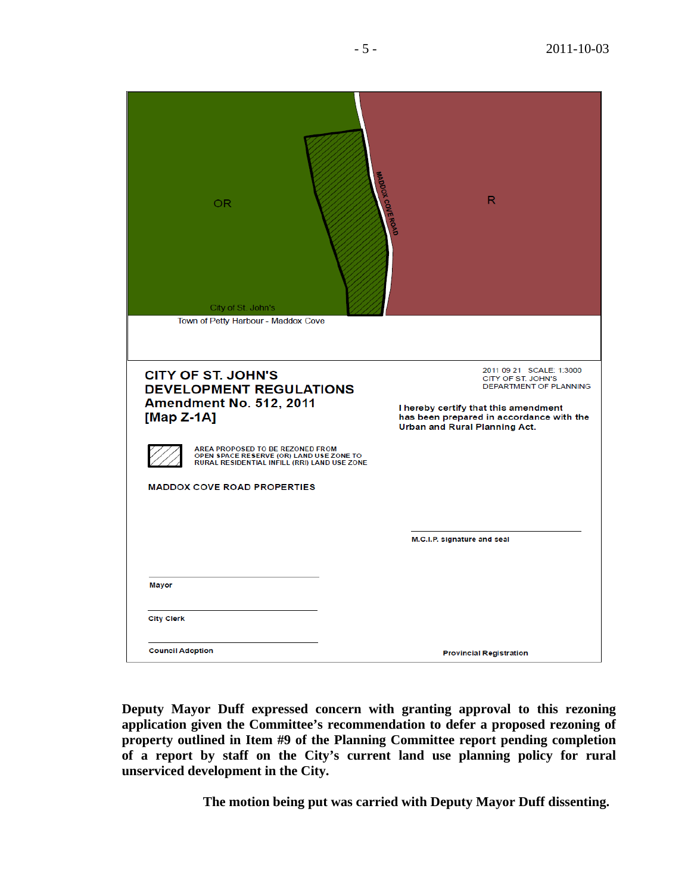OR

R

MADDOX COVE ROAD

City of St. John's

Town of Petty Harbour - Maddox Cove

**CITY OF ST. JOHN'S**
**DEVELOPMENT REGULATIONS**
**Amendment No. 512, 2011**
**[Map Z-1A]**

2011 09 21 SCALE: 1:3000
CITY OF ST. JOHN'S
DEPARTMENT OF PLANNING

**I hereby certify that this amendment has been prepared in accordance with the Urban and Rural Planning Act.**

AREA PROPOSED TO BE REZONED FROM OPEN SPACE RESERVE (OR) LAND USE ZONE TO RURAL RESIDENTIAL INFILL (RRI) LAND USE ZONE

**MADDOX COVE ROAD PROPERTIES**

M.C.I.P. signature and seal

Mayor

City Clerk

Council Adoption

Provincial Registration

**Deputy Mayor Duff expressed concern with granting approval to this rezoning application given the Committee's recommendation to defer a proposed rezoning of property outlined in Item #9 of the Planning Committee report pending completion of a report by staff on the City's current land use planning policy for rural unserviced development in the City.**

**The motion being put was carried with Deputy Mayor Duff dissenting.**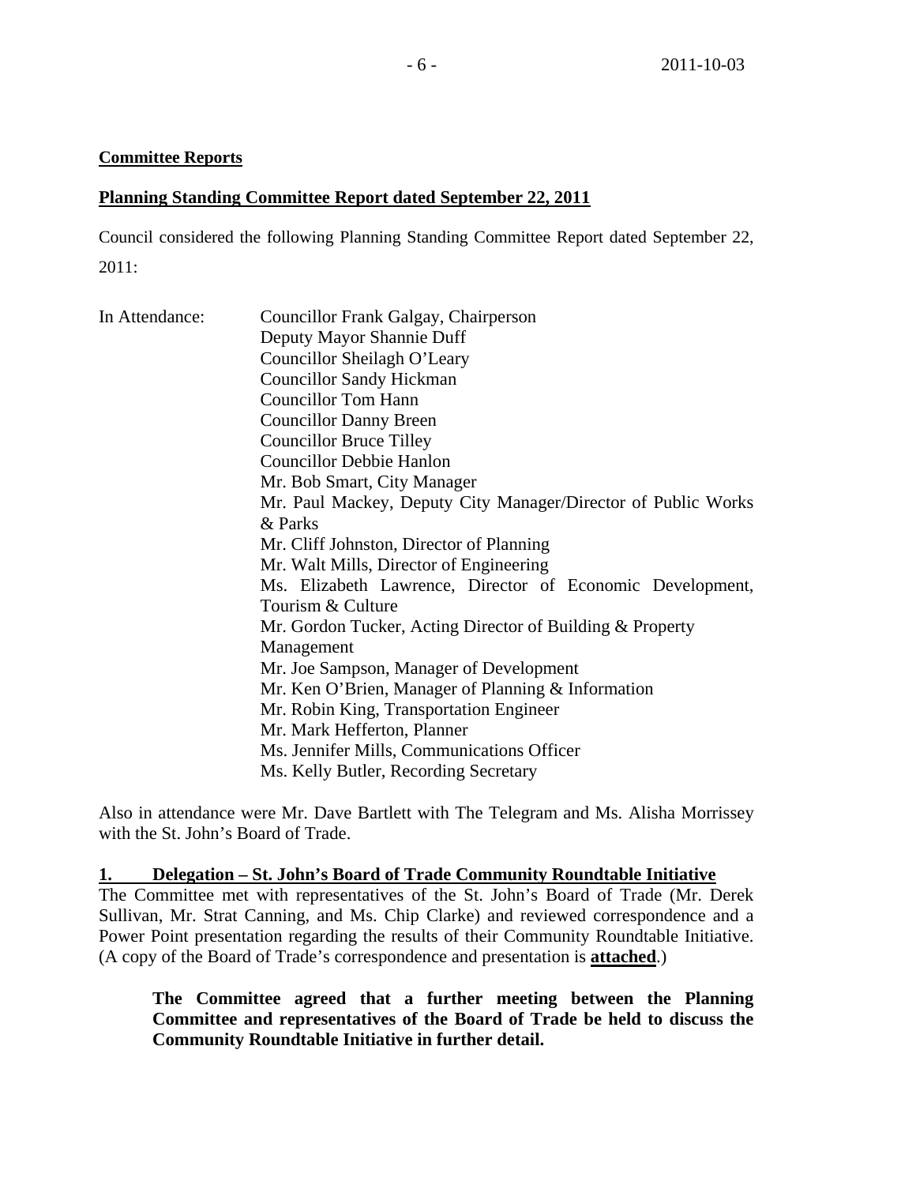**Committee Reports**

**Planning Standing Committee Report dated September 22, 2011**

Council considered the following Planning Standing Committee Report dated September 22, 2011:

In Attendance:
- Councillor Frank Galgay, Chairperson
- Deputy Mayor Shannie Duff
- Councillor Sheilagh O'Leary
- Councillor Sandy Hickman
- Councillor Tom Hann
- Councillor Danny Breen
- Councillor Bruce Tilley
- Councillor Debbie Hanlon
- Mr. Bob Smart, City Manager
- Mr. Paul Mackey, Deputy City Manager/Director of Public Works & Parks
- Mr. Cliff Johnston, Director of Planning
- Mr. Walt Mills, Director of Engineering
- Ms. Elizabeth Lawrence, Director of Economic Development, Tourism & Culture
- Mr. Gordon Tucker, Acting Director of Building & Property Management
- Mr. Joe Sampson, Manager of Development
- Mr. Ken O'Brien, Manager of Planning & Information
- Mr. Robin King, Transportation Engineer
- Mr. Mark Hefferton, Planner
- Ms. Jennifer Mills, Communications Officer
- Ms. Kelly Butler, Recording Secretary

Also in attendance were Mr. Dave Bartlett with The Telegram and Ms. Alisha Morrissey with the St. John's Board of Trade.

**1. Delegation – St. John's Board of Trade Community Roundtable Initiative**

The Committee met with representatives of the St. John's Board of Trade (Mr. Derek Sullivan, Mr. Strat Canning, and Ms. Chip Clarke) and reviewed correspondence and a Power Point presentation regarding the results of their Community Roundtable Initiative. (A copy of the Board of Trade's correspondence and presentation is **attached**.)

> **The Committee agreed that a further meeting between the Planning Committee and representatives of the Board of Trade be held to discuss the Community Roundtable Initiative in further detail.**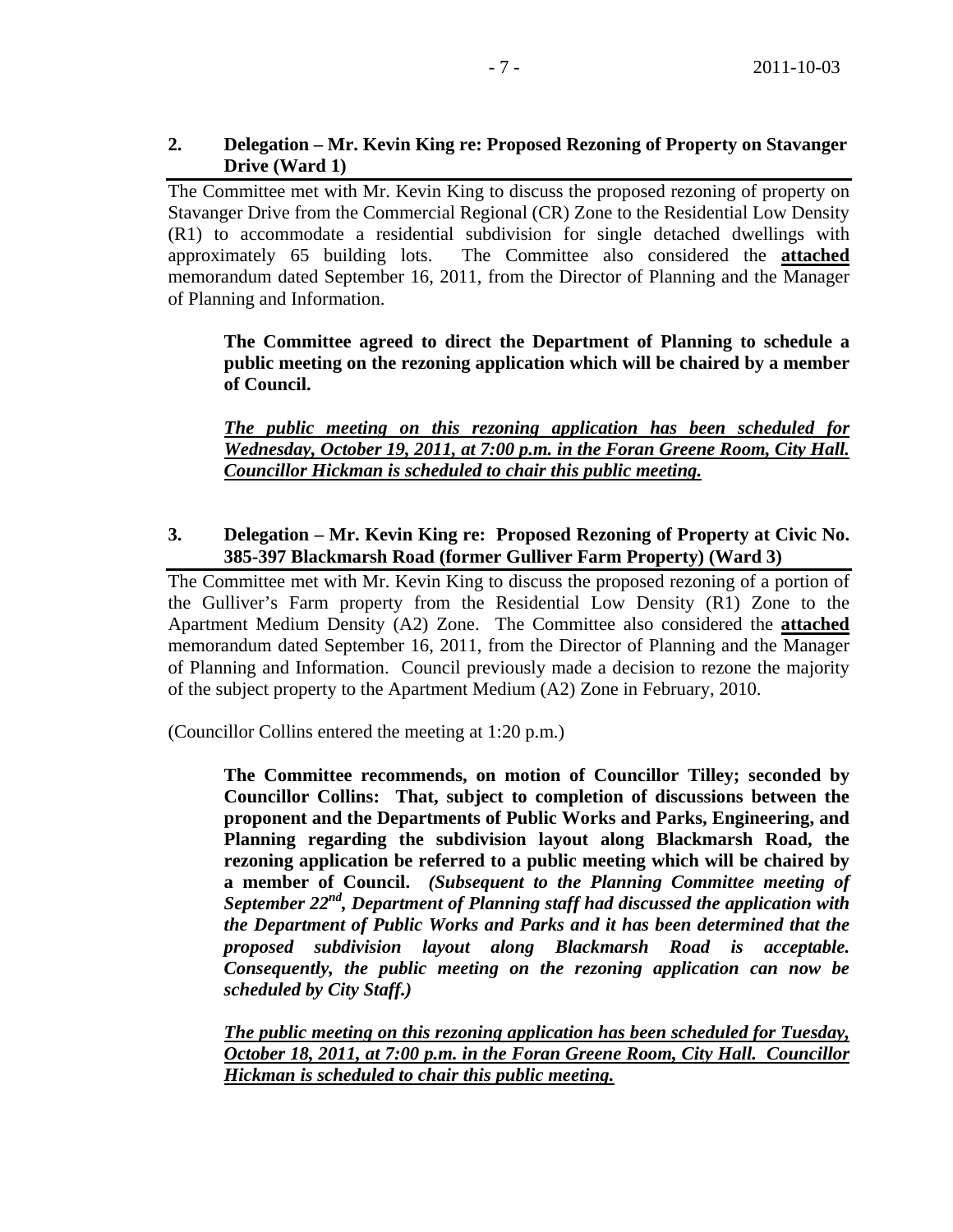## 2. Delegation – Mr. Kevin King re: Proposed Rezoning of Property on Stavanger Drive (Ward 1)

The Committee met with Mr. Kevin King to discuss the proposed rezoning of property on Stavanger Drive from the Commercial Regional (CR) Zone to the Residential Low Density (R1) to accommodate a residential subdivision for single detached dwellings with approximately 65 building lots. The Committee also considered the **attached** memorandum dated September 16, 2011, from the Director of Planning and the Manager of Planning and Information.

> **The Committee agreed to direct the Department of Planning to schedule a public meeting on the rezoning application which will be chaired by a member of Council.**
>
> ***The public meeting on this rezoning application has been scheduled for Wednesday, October 19, 2011, at 7:00 p.m. in the Foran Greene Room, City Hall. Councillor Hickman is scheduled to chair this public meeting.***

## 3. Delegation – Mr. Kevin King re: Proposed Rezoning of Property at Civic No. 385-397 Blackmarsh Road (former Gulliver Farm Property) (Ward 3)

The Committee met with Mr. Kevin King to discuss the proposed rezoning of a portion of the Gulliver's Farm property from the Residential Low Density (R1) Zone to the Apartment Medium Density (A2) Zone. The Committee also considered the **attached** memorandum dated September 16, 2011, from the Director of Planning and the Manager of Planning and Information. Council previously made a decision to rezone the majority of the subject property to the Apartment Medium (A2) Zone in February, 2010.

(Councillor Collins entered the meeting at 1:20 p.m.)

> **The Committee recommends, on motion of Councillor Tilley; seconded by Councillor Collins: That, subject to completion of discussions between the proponent and the Departments of Public Works and Parks, Engineering, and Planning regarding the subdivision layout along Blackmarsh Road, the rezoning application be referred to a public meeting which will be chaired by a member of Council.** ***(Subsequent to the Planning Committee meeting of September 22nd, Department of Planning staff had discussed the application with the Department of Public Works and Parks and it has been determined that the proposed subdivision layout along Blackmarsh Road is acceptable. Consequently, the public meeting on the rezoning application can now be scheduled by City Staff.)***
>
> ***The public meeting on this rezoning application has been scheduled for Tuesday, October 18, 2011, at 7:00 p.m. in the Foran Greene Room, City Hall. Councillor Hickman is scheduled to chair this public meeting.***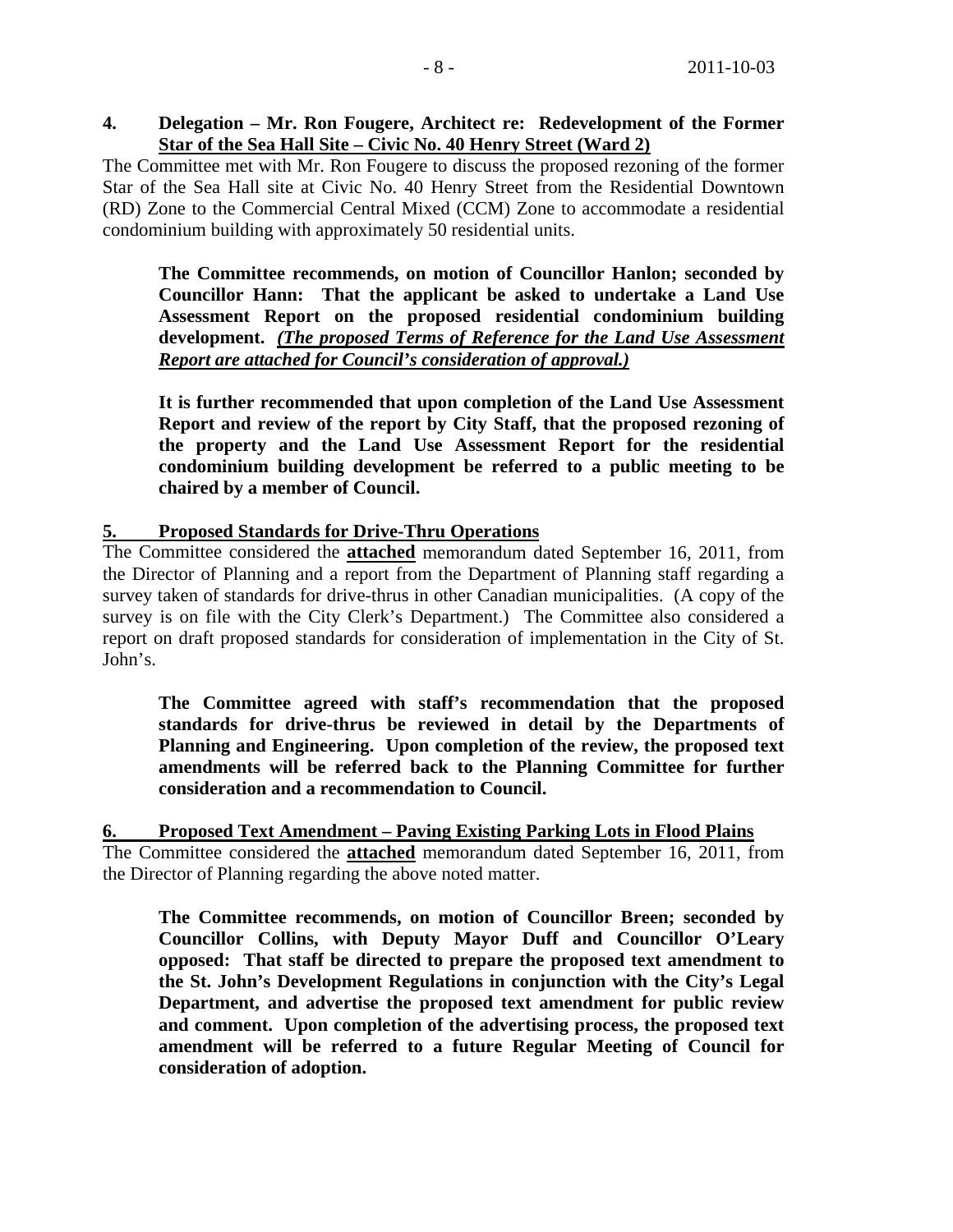**4. Delegation – Mr. Ron Fougere, Architect re: Redevelopment of the Former Star of the Sea Hall Site – Civic No. 40 Henry Street (Ward 2)**

The Committee met with Mr. Ron Fougere to discuss the proposed rezoning of the former Star of the Sea Hall site at Civic No. 40 Henry Street from the Residential Downtown (RD) Zone to the Commercial Central Mixed (CCM) Zone to accommodate a residential condominium building with approximately 50 residential units.

> **The Committee recommends, on motion of Councillor Hanlon; seconded by Councillor Hann: That the applicant be asked to undertake a Land Use Assessment Report on the proposed residential condominium building development.** ***(The proposed Terms of Reference for the Land Use Assessment Report are attached for Council's consideration of approval.)***
>
> **It is further recommended that upon completion of the Land Use Assessment Report and review of the report by City Staff, that the proposed rezoning of the property and the Land Use Assessment Report for the residential condominium building development be referred to a public meeting to be chaired by a member of Council.**

**5. Proposed Standards for Drive-Thru Operations**

The Committee considered the **attached** memorandum dated September 16, 2011, from the Director of Planning and a report from the Department of Planning staff regarding a survey taken of standards for drive-thrus in other Canadian municipalities. (A copy of the survey is on file with the City Clerk's Department.) The Committee also considered a report on draft proposed standards for consideration of implementation in the City of St. John's.

> **The Committee agreed with staff's recommendation that the proposed standards for drive-thrus be reviewed in detail by the Departments of Planning and Engineering. Upon completion of the review, the proposed text amendments will be referred back to the Planning Committee for further consideration and a recommendation to Council.**

**6. Proposed Text Amendment – Paving Existing Parking Lots in Flood Plains**

The Committee considered the **attached** memorandum dated September 16, 2011, from the Director of Planning regarding the above noted matter.

> **The Committee recommends, on motion of Councillor Breen; seconded by Councillor Collins, with Deputy Mayor Duff and Councillor O'Leary opposed: That staff be directed to prepare the proposed text amendment to the St. John's Development Regulations in conjunction with the City's Legal Department, and advertise the proposed text amendment for public review and comment. Upon completion of the advertising process, the proposed text amendment will be referred to a future Regular Meeting of Council for consideration of adoption.**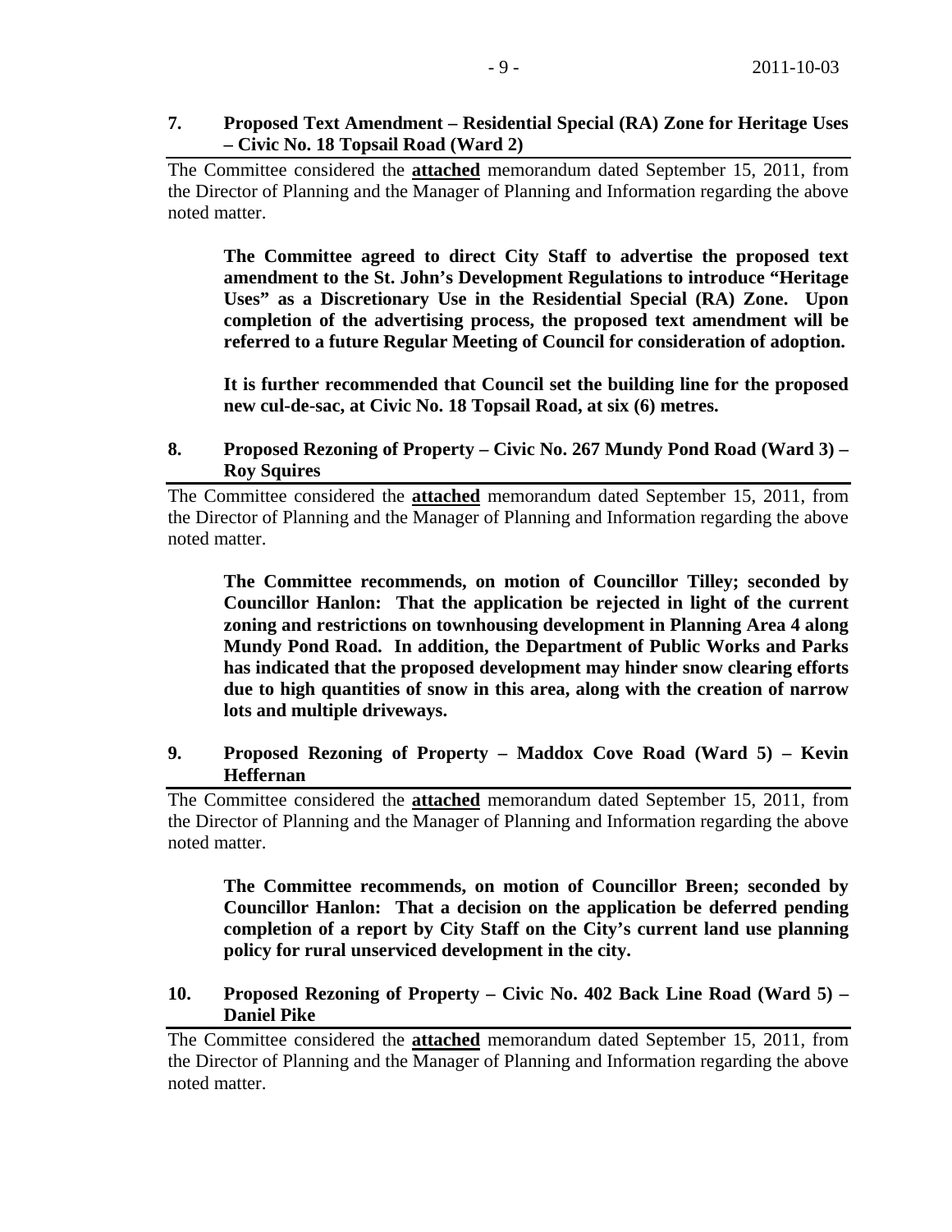## 7. Proposed Text Amendment – Residential Special (RA) Zone for Heritage Uses – Civic No. 18 Topsail Road (Ward 2)

The Committee considered the **attached** memorandum dated September 15, 2011, from the Director of Planning and the Manager of Planning and Information regarding the above noted matter.

> **The Committee agreed to direct City Staff to advertise the proposed text amendment to the St. John's Development Regulations to introduce "Heritage Uses" as a Discretionary Use in the Residential Special (RA) Zone. Upon completion of the advertising process, the proposed text amendment will be referred to a future Regular Meeting of Council for consideration of adoption.**
>
> **It is further recommended that Council set the building line for the proposed new cul-de-sac, at Civic No. 18 Topsail Road, at six (6) metres.**

## 8. Proposed Rezoning of Property – Civic No. 267 Mundy Pond Road (Ward 3) – Roy Squires

The Committee considered the **attached** memorandum dated September 15, 2011, from the Director of Planning and the Manager of Planning and Information regarding the above noted matter.

> **The Committee recommends, on motion of Councillor Tilley; seconded by Councillor Hanlon: That the application be rejected in light of the current zoning and restrictions on townhousing development in Planning Area 4 along Mundy Pond Road. In addition, the Department of Public Works and Parks has indicated that the proposed development may hinder snow clearing efforts due to high quantities of snow in this area, along with the creation of narrow lots and multiple driveways.**

## 9. Proposed Rezoning of Property – Maddox Cove Road (Ward 5) – Kevin Heffernan

The Committee considered the **attached** memorandum dated September 15, 2011, from the Director of Planning and the Manager of Planning and Information regarding the above noted matter.

> **The Committee recommends, on motion of Councillor Breen; seconded by Councillor Hanlon: That a decision on the application be deferred pending completion of a report by City Staff on the City's current land use planning policy for rural unserviced development in the city.**

## 10. Proposed Rezoning of Property – Civic No. 402 Back Line Road (Ward 5) – Daniel Pike

The Committee considered the **attached** memorandum dated September 15, 2011, from the Director of Planning and the Manager of Planning and Information regarding the above noted matter.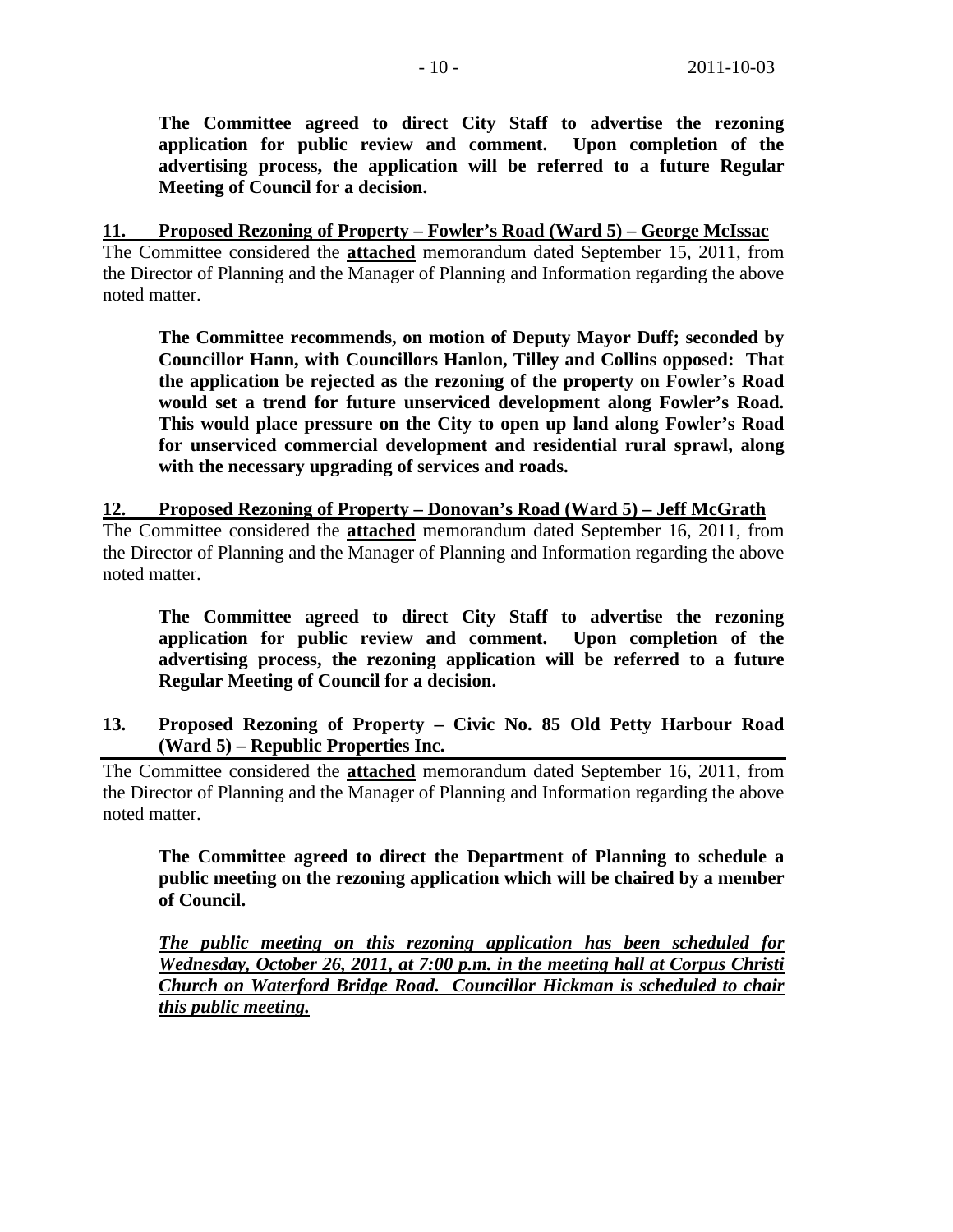**The Committee agreed to direct City Staff to advertise the rezoning application for public review and comment. Upon completion of the advertising process, the application will be referred to a future Regular Meeting of Council for a decision.**

**11. Proposed Rezoning of Property – Fowler's Road (Ward 5) – George McIssac**

The Committee considered the **attached** memorandum dated September 15, 2011, from the Director of Planning and the Manager of Planning and Information regarding the above noted matter.

**The Committee recommends, on motion of Deputy Mayor Duff; seconded by Councillor Hann, with Councillors Hanlon, Tilley and Collins opposed: That the application be rejected as the rezoning of the property on Fowler's Road would set a trend for future unserviced development along Fowler's Road. This would place pressure on the City to open up land along Fowler's Road for unserviced commercial development and residential rural sprawl, along with the necessary upgrading of services and roads.**

**12. Proposed Rezoning of Property – Donovan's Road (Ward 5) – Jeff McGrath**

The Committee considered the **attached** memorandum dated September 16, 2011, from the Director of Planning and the Manager of Planning and Information regarding the above noted matter.

**The Committee agreed to direct City Staff to advertise the rezoning application for public review and comment. Upon completion of the advertising process, the rezoning application will be referred to a future Regular Meeting of Council for a decision.**

**13. Proposed Rezoning of Property – Civic No. 85 Old Petty Harbour Road (Ward 5) – Republic Properties Inc.**

The Committee considered the **attached** memorandum dated September 16, 2011, from the Director of Planning and the Manager of Planning and Information regarding the above noted matter.

**The Committee agreed to direct the Department of Planning to schedule a public meeting on the rezoning application which will be chaired by a member of Council.**

***The public meeting on this rezoning application has been scheduled for Wednesday, October 26, 2011, at 7:00 p.m. in the meeting hall at Corpus Christi Church on Waterford Bridge Road. Councillor Hickman is scheduled to chair this public meeting.***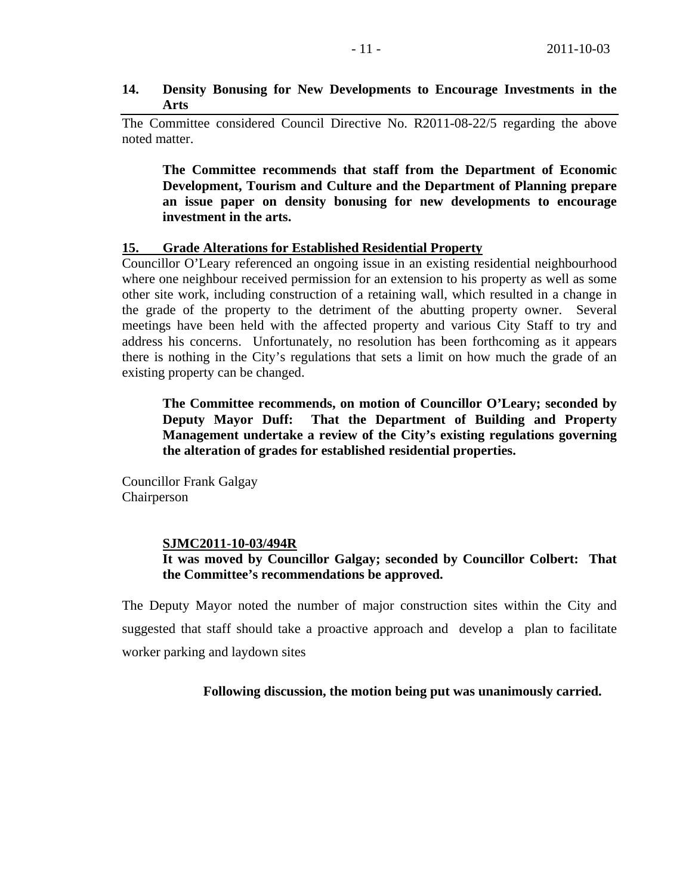## 14. Density Bonusing for New Developments to Encourage Investments in the Arts

The Committee considered Council Directive No. R2011-08-22/5 regarding the above noted matter.

> **The Committee recommends that staff from the Department of Economic Development, Tourism and Culture and the Department of Planning prepare an issue paper on density bonusing for new developments to encourage investment in the arts.**

## 15. Grade Alterations for Established Residential Property

Councillor O'Leary referenced an ongoing issue in an existing residential neighbourhood where one neighbour received permission for an extension to his property as well as some other site work, including construction of a retaining wall, which resulted in a change in the grade of the property to the detriment of the abutting property owner. Several meetings have been held with the affected property and various City Staff to try and address his concerns. Unfortunately, no resolution has been forthcoming as it appears there is nothing in the City's regulations that sets a limit on how much the grade of an existing property can be changed.

> **The Committee recommends, on motion of Councillor O'Leary; seconded by Deputy Mayor Duff: That the Department of Building and Property Management undertake a review of the City's existing regulations governing the alteration of grades for established residential properties.**

Councillor Frank Galgay
Chairperson

> **SJMC2011-10-03/494R**
> **It was moved by Councillor Galgay; seconded by Councillor Colbert: That the Committee's recommendations be approved.**

The Deputy Mayor noted the number of major construction sites within the City and suggested that staff should take a proactive approach and develop a plan to facilitate worker parking and laydown sites

**Following discussion, the motion being put was unanimously carried.**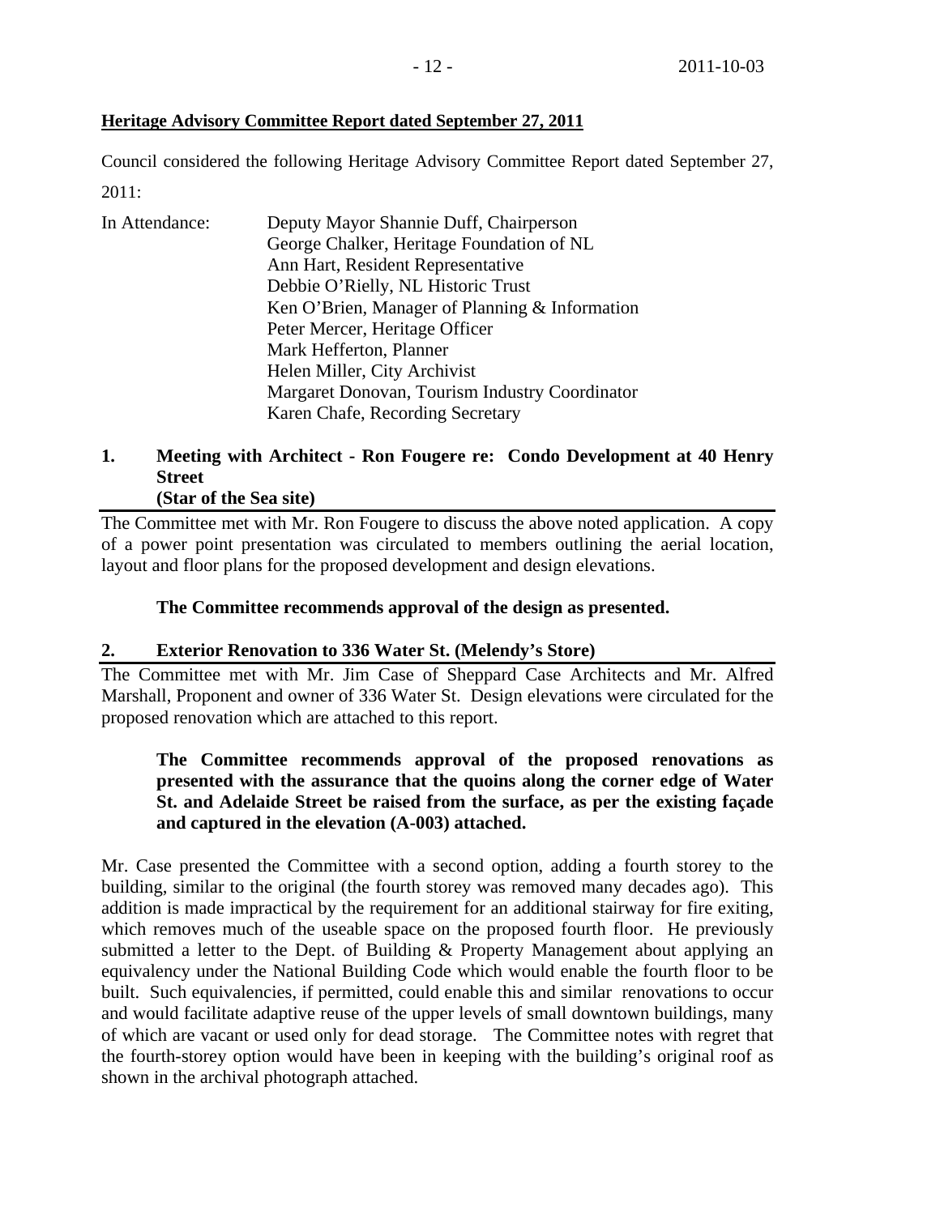## Heritage Advisory Committee Report dated September 27, 2011

Council considered the following Heritage Advisory Committee Report dated September 27, 2011:

In Attendance: Deputy Mayor Shannie Duff, Chairperson
George Chalker, Heritage Foundation of NL
Ann Hart, Resident Representative
Debbie O'Rielly, NL Historic Trust
Ken O'Brien, Manager of Planning & Information
Peter Mercer, Heritage Officer
Mark Hefferton, Planner
Helen Miller, City Archivist
Margaret Donovan, Tourism Industry Coordinator
Karen Chafe, Recording Secretary

### 1. Meeting with Architect - Ron Fougere re: Condo Development at 40 Henry Street (Star of the Sea site)

The Committee met with Mr. Ron Fougere to discuss the above noted application. A copy of a power point presentation was circulated to members outlining the aerial location, layout and floor plans for the proposed development and design elevations.

**The Committee recommends approval of the design as presented.**

### 2. Exterior Renovation to 336 Water St. (Melendy's Store)

The Committee met with Mr. Jim Case of Sheppard Case Architects and Mr. Alfred Marshall, Proponent and owner of 336 Water St. Design elevations were circulated for the proposed renovation which are attached to this report.

**The Committee recommends approval of the proposed renovations as presented with the assurance that the quoins along the corner edge of Water St. and Adelaide Street be raised from the surface, as per the existing façade and captured in the elevation (A-003) attached.**

Mr. Case presented the Committee with a second option, adding a fourth storey to the building, similar to the original (the fourth storey was removed many decades ago). This addition is made impractical by the requirement for an additional stairway for fire exiting, which removes much of the useable space on the proposed fourth floor. He previously submitted a letter to the Dept. of Building & Property Management about applying an equivalency under the National Building Code which would enable the fourth floor to be built. Such equivalencies, if permitted, could enable this and similar renovations to occur and would facilitate adaptive reuse of the upper levels of small downtown buildings, many of which are vacant or used only for dead storage. The Committee notes with regret that the fourth-storey option would have been in keeping with the building's original roof as shown in the archival photograph attached.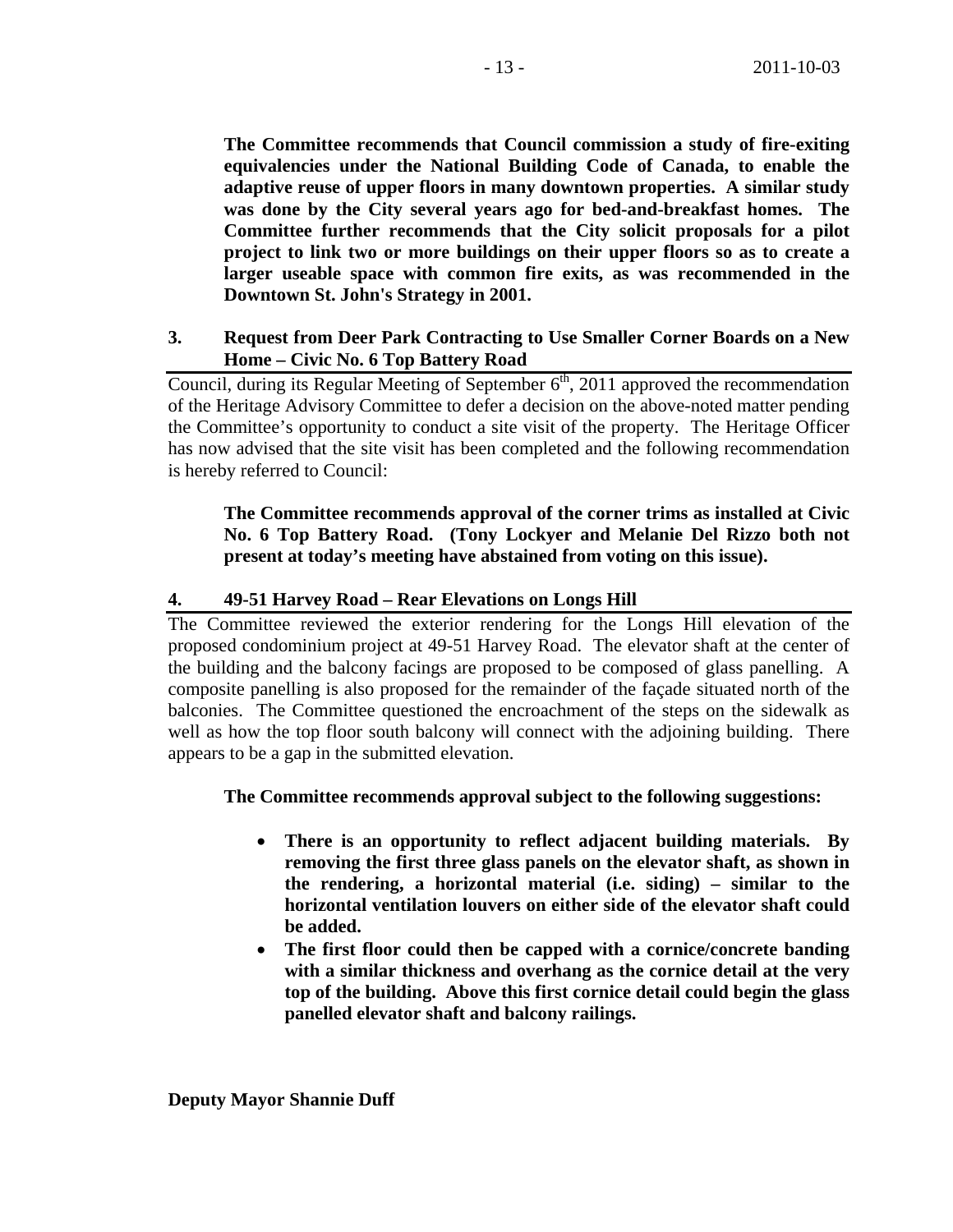**The Committee recommends that Council commission a study of fire-exiting equivalencies under the National Building Code of Canada, to enable the adaptive reuse of upper floors in many downtown properties. A similar study was done by the City several years ago for bed-and-breakfast homes. The Committee further recommends that the City solicit proposals for a pilot project to link two or more buildings on their upper floors so as to create a larger useable space with common fire exits, as was recommended in the Downtown St. John's Strategy in 2001.**

## 3. Request from Deer Park Contracting to Use Smaller Corner Boards on a New Home – Civic No. 6 Top Battery Road

Council, during its Regular Meeting of September 6th, 2011 approved the recommendation of the Heritage Advisory Committee to defer a decision on the above-noted matter pending the Committee's opportunity to conduct a site visit of the property. The Heritage Officer has now advised that the site visit has been completed and the following recommendation is hereby referred to Council:

**The Committee recommends approval of the corner trims as installed at Civic No. 6 Top Battery Road. (Tony Lockyer and Melanie Del Rizzo both not present at today's meeting have abstained from voting on this issue).**

## 4. 49-51 Harvey Road – Rear Elevations on Longs Hill

The Committee reviewed the exterior rendering for the Longs Hill elevation of the proposed condominium project at 49-51 Harvey Road. The elevator shaft at the center of the building and the balcony facings are proposed to be composed of glass panelling. A composite panelling is also proposed for the remainder of the façade situated north of the balconies. The Committee questioned the encroachment of the steps on the sidewalk as well as how the top floor south balcony will connect with the adjoining building. There appears to be a gap in the submitted elevation.

**The Committee recommends approval subject to the following suggestions:**

- **There is an opportunity to reflect adjacent building materials. By removing the first three glass panels on the elevator shaft, as shown in the rendering, a horizontal material (i.e. siding) – similar to the horizontal ventilation louvers on either side of the elevator shaft could be added.**
- **The first floor could then be capped with a cornice/concrete banding with a similar thickness and overhang as the cornice detail at the very top of the building. Above this first cornice detail could begin the glass panelled elevator shaft and balcony railings.**

**Deputy Mayor Shannie Duff**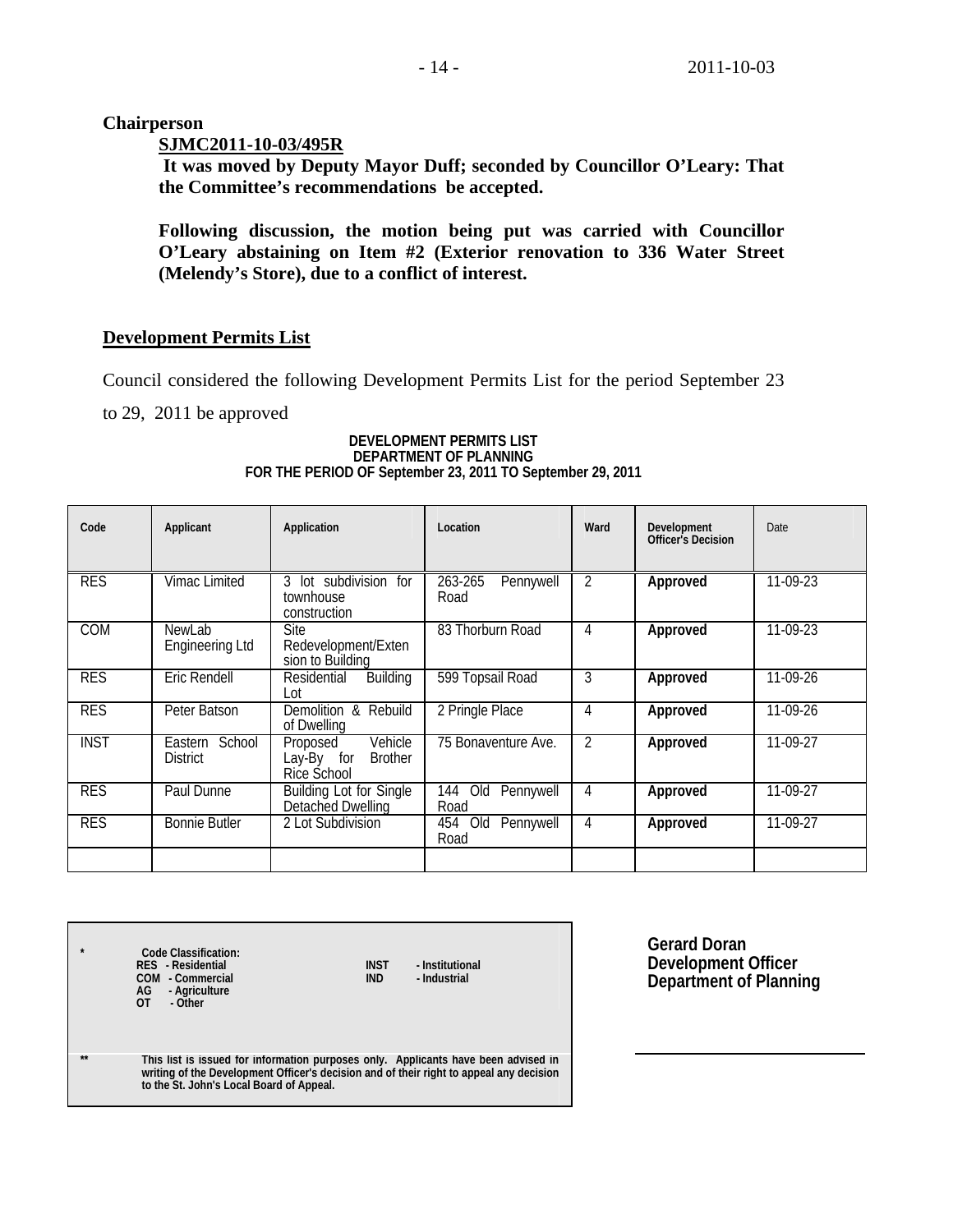**Chairperson**

**SJMC2011-10-03/495R**

**It was moved by Deputy Mayor Duff; seconded by Councillor O'Leary: That the Committee's recommendations be accepted.**

**Following discussion, the motion being put was carried with Councillor O'Leary abstaining on Item #2 (Exterior renovation to 336 Water Street (Melendy's Store), due to a conflict of interest.**

## Development Permits List

Council considered the following Development Permits List for the period September 23 to 29, 2011 be approved

**DEVELOPMENT PERMITS LIST**
**DEPARTMENT OF PLANNING**
**FOR THE PERIOD OF September 23, 2011 TO September 29, 2011**

| Code | Applicant | Application | Location | Ward | Development Officer's Decision | Date |
|---|---|---|---|---|---|---|
| RES | Vimac Limited | 3 lot subdivision for townhouse construction | 263-265 Pennywell Road | 2 | **Approved** | 11-09-23 |
| COM | NewLab Engineering Ltd | Site Redevelopment/Extension to Building | 83 Thorburn Road | 4 | **Approved** | 11-09-23 |
| RES | Eric Rendell | Residential Building Lot | 599 Topsail Road | 3 | **Approved** | 11-09-26 |
| RES | Peter Batson | Demolition & Rebuild of Dwelling | 2 Pringle Place | 4 | **Approved** | 11-09-26 |
| INST | Eastern School District | Proposed Vehicle Lay-By for Brother Rice School | 75 Bonaventure Ave. | 2 | **Approved** | 11-09-27 |
| RES | Paul Dunne | Building Lot for Single Detached Dwelling | 144 Old Pennywell Road | 4 | **Approved** | 11-09-27 |
| RES | Bonnie Butler | 2 Lot Subdivision | 454 Old Pennywell Road | 4 | **Approved** | 11-09-27 |
| | | | | | | |

\* **Code Classification:**
**RES - Residential**
**COM - Commercial**
**AG - Agriculture**
**OT - Other**
**INST - Institutional**
**IND - Industrial**

\*\* **This list is issued for information purposes only. Applicants have been advised in writing of the Development Officer's decision and of their right to appeal any decision to the St. John's Local Board of Appeal.**

**Gerard Doran**
**Development Officer**
**Department of Planning**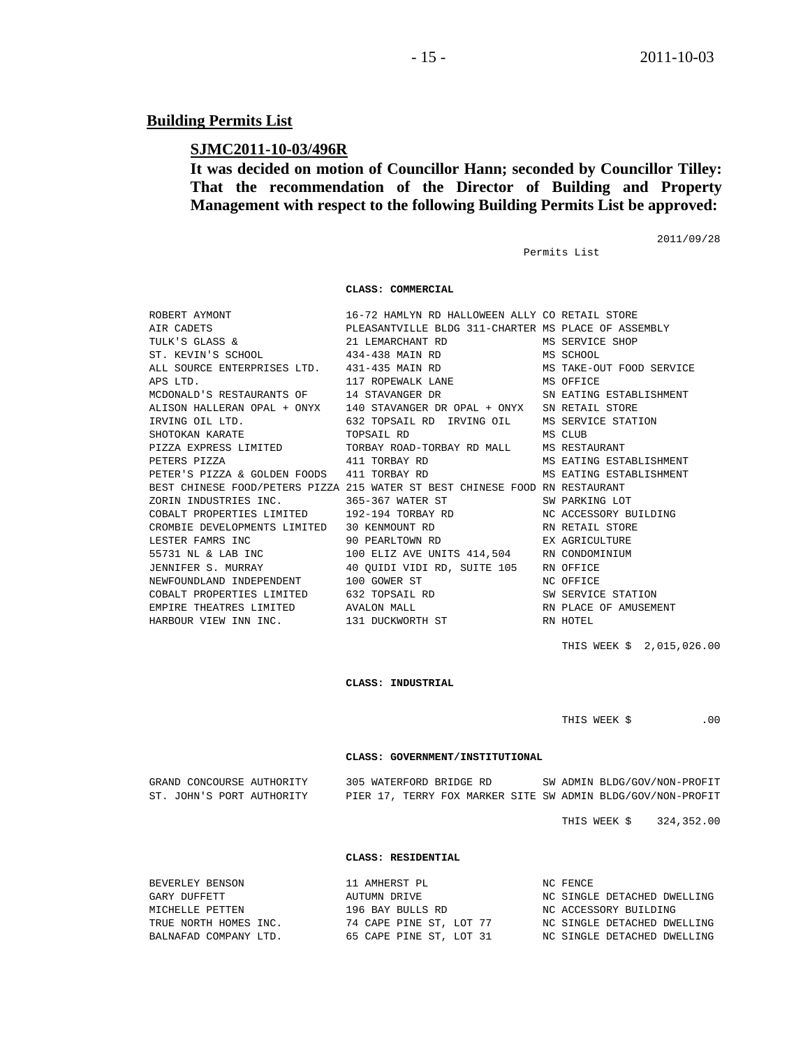## Building Permits List

**SJMC2011-10-03/496R**

**It was decided on motion of Councillor Hann; seconded by Councillor Tilley: That the recommendation of the Director of Building and Property Management with respect to the following Building Permits List be approved:**

2011/09/28

Permits List

**CLASS: COMMERCIAL**

| | | | |
|---|---|---|---|
| ROBERT AYMONT | 16-72 HAMLYN RD HALLOWEEN ALLY | CO | RETAIL STORE |
| AIR CADETS | PLEASANTVILLE BLDG 311-CHARTER | MS | PLACE OF ASSEMBLY |
| TULK'S GLASS & | 21 LEMARCHANT RD | MS | SERVICE SHOP |
| ST. KEVIN'S SCHOOL | 434-438 MAIN RD | MS | SCHOOL |
| ALL SOURCE ENTERPRISES LTD. | 431-435 MAIN RD | MS | TAKE-OUT FOOD SERVICE |
| APS LTD. | 117 ROPEWALK LANE | MS | OFFICE |
| MCDONALD'S RESTAURANTS OF | 14 STAVANGER DR | SN | EATING ESTABLISHMENT |
| ALISON HALLERAN OPAL + ONYX | 140 STAVANGER DR OPAL + ONYX | SN | RETAIL STORE |
| IRVING OIL LTD. | 632 TOPSAIL RD IRVING OIL | MS | SERVICE STATION |
| SHOTOKAN KARATE | TOPSAIL RD | MS | CLUB |
| PIZZA EXPRESS LIMITED | TORBAY ROAD-TORBAY RD MALL | MS | RESTAURANT |
| PETERS PIZZA | 411 TORBAY RD | MS | EATING ESTABLISHMENT |
| PETER'S PIZZA & GOLDEN FOODS | 411 TORBAY RD | MS | EATING ESTABLISHMENT |
| BEST CHINESE FOOD/PETERS PIZZA | 215 WATER ST BEST CHINESE FOOD | RN | RESTAURANT |
| ZORIN INDUSTRIES INC. | 365-367 WATER ST | SW | PARKING LOT |
| COBALT PROPERTIES LIMITED | 192-194 TORBAY RD | NC | ACCESSORY BUILDING |
| CROMBIE DEVELOPMENTS LIMITED | 30 KENMOUNT RD | RN | RETAIL STORE |
| LESTER FAMRS INC | 90 PEARLTOWN RD | EX | AGRICULTURE |
| 55731 NL & LAB INC | 100 ELIZ AVE UNITS 414,504 | RN | CONDOMINIUM |
| JENNIFER S. MURRAY | 40 QUIDI VIDI RD, SUITE 105 | RN | OFFICE |
| NEWFOUNDLAND INDEPENDENT | 100 GOWER ST | NC | OFFICE |
| COBALT PROPERTIES LIMITED | 632 TOPSAIL RD | SW | SERVICE STATION |
| EMPIRE THEATRES LIMITED | AVALON MALL | RN | PLACE OF AMUSEMENT |
| HARBOUR VIEW INN INC. | 131 DUCKWORTH ST | RN | HOTEL |

THIS WEEK $ 2,015,026.00

**CLASS: INDUSTRIAL**

THIS WEEK $ .00

**CLASS: GOVERNMENT/INSTITUTIONAL**

| | | | |
|---|---|---|---|
| GRAND CONCOURSE AUTHORITY | 305 WATERFORD BRIDGE RD | SW | ADMIN BLDG/GOV/NON-PROFIT |
| ST. JOHN'S PORT AUTHORITY | PIER 17, TERRY FOX MARKER SITE | SW | ADMIN BLDG/GOV/NON-PROFIT |

THIS WEEK $ 324,352.00

**CLASS: RESIDENTIAL**

| | | | |
|---|---|---|---|
| BEVERLEY BENSON | 11 AMHERST PL | NC | FENCE |
| GARY DUFFETT | AUTUMN DRIVE | NC | SINGLE DETACHED DWELLING |
| MICHELLE PETTEN | 196 BAY BULLS RD | NC | ACCESSORY BUILDING |
| TRUE NORTH HOMES INC. | 74 CAPE PINE ST, LOT 77 | NC | SINGLE DETACHED DWELLING |
| BALNAFAD COMPANY LTD. | 65 CAPE PINE ST, LOT 31 | NC | SINGLE DETACHED DWELLING |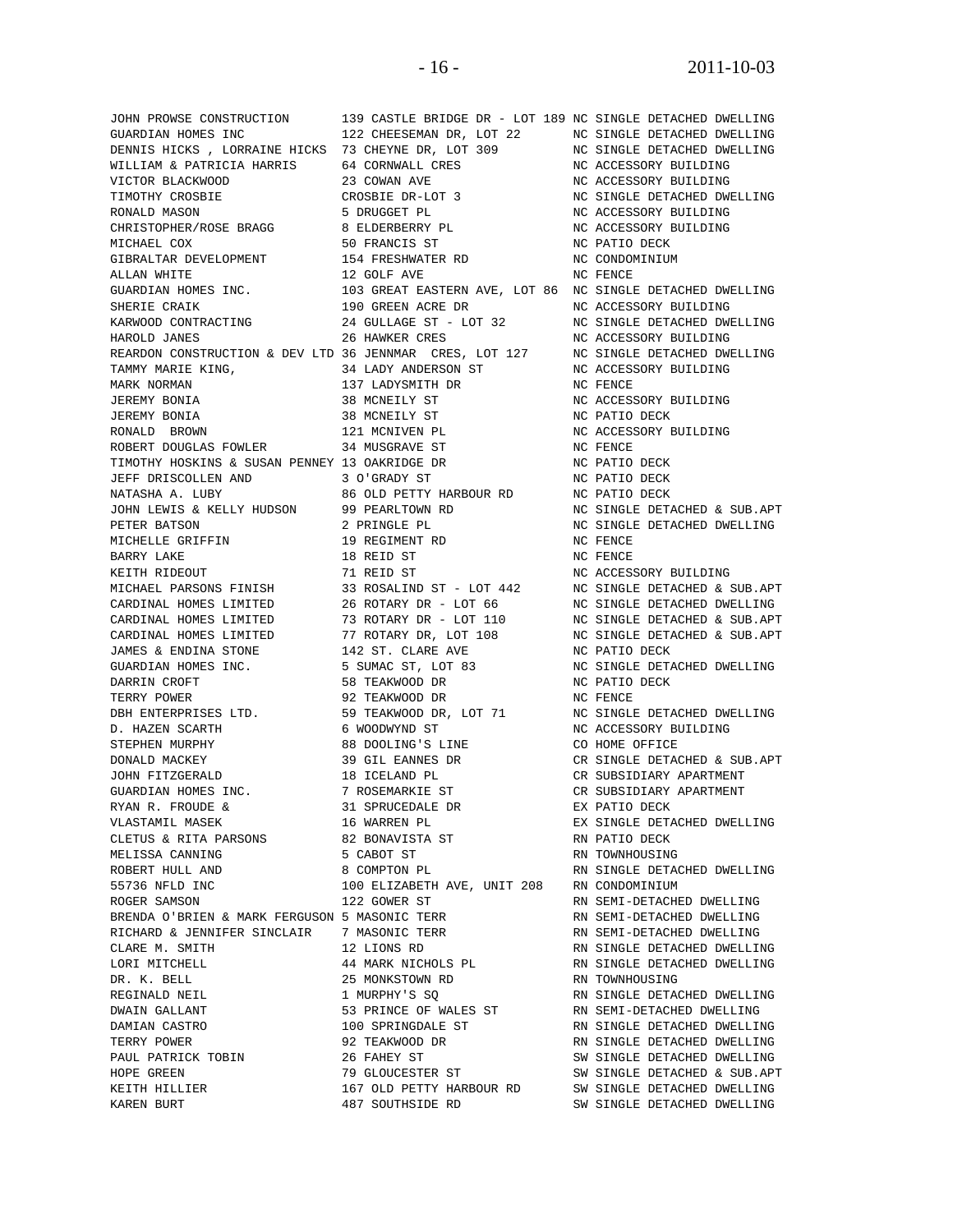| | | | |
|---|---|---|---|
| JOHN PROWSE CONSTRUCTION | 139 CASTLE BRIDGE DR - LOT 189 | NC | SINGLE DETACHED DWELLING |
| GUARDIAN HOMES INC | 122 CHEESEMAN DR, LOT 22 | NC | SINGLE DETACHED DWELLING |
| DENNIS HICKS , LORRAINE HICKS | 73 CHEYNE DR, LOT 309 | NC | SINGLE DETACHED DWELLING |
| WILLIAM & PATRICIA HARRIS | 64 CORNWALL CRES | NC | ACCESSORY BUILDING |
| VICTOR BLACKWOOD | 23 COWAN AVE | NC | ACCESSORY BUILDING |
| TIMOTHY CROSBIE | CROSBIE DR-LOT 3 | NC | SINGLE DETACHED DWELLING |
| RONALD MASON | 5 DRUGGET PL | NC | ACCESSORY BUILDING |
| CHRISTOPHER/ROSE BRAGG | 8 ELDERBERRY PL | NC | ACCESSORY BUILDING |
| MICHAEL COX | 50 FRANCIS ST | NC | PATIO DECK |
| GIBRALTAR DEVELOPMENT | 154 FRESHWATER RD | NC | CONDOMINIUM |
| ALLAN WHITE | 12 GOLF AVE | NC | FENCE |
| GUARDIAN HOMES INC. | 103 GREAT EASTERN AVE, LOT 86 | NC | SINGLE DETACHED DWELLING |
| SHERIE CRAIK | 190 GREEN ACRE DR | NC | ACCESSORY BUILDING |
| KARWOOD CONTRACTING | 24 GULLAGE ST - LOT 32 | NC | SINGLE DETACHED DWELLING |
| HAROLD JANES | 26 HAWKER CRES | NC | ACCESSORY BUILDING |
| REARDON CONSTRUCTION & DEV LTD | 36 JENNMAR CRES, LOT 127 | NC | SINGLE DETACHED DWELLING |
| TAMMY MARIE KING, | 34 LADY ANDERSON ST | NC | ACCESSORY BUILDING |
| MARK NORMAN | 137 LADYSMITH DR | NC | FENCE |
| JEREMY BONIA | 38 MCNEILY ST | NC | ACCESSORY BUILDING |
| JEREMY BONIA | 38 MCNEILY ST | NC | PATIO DECK |
| RONALD BROWN | 121 MCNIVEN PL | NC | ACCESSORY BUILDING |
| ROBERT DOUGLAS FOWLER | 34 MUSGRAVE ST | NC | FENCE |
| TIMOTHY HOSKINS & SUSAN PENNEY | 13 OAKRIDGE DR | NC | PATIO DECK |
| JEFF DRISCOLLEN AND | 3 O'GRADY ST | NC | PATIO DECK |
| NATASHA A. LUBY | 86 OLD PETTY HARBOUR RD | NC | PATIO DECK |
| JOHN LEWIS & KELLY HUDSON | 99 PEARLTOWN RD | NC | SINGLE DETACHED & SUB.APT |
| PETER BATSON | 2 PRINGLE PL | NC | SINGLE DETACHED DWELLING |
| MICHELLE GRIFFIN | 19 REGIMENT RD | NC | FENCE |
| BARRY LAKE | 18 REID ST | NC | FENCE |
| KEITH RIDEOUT | 71 REID ST | NC | ACCESSORY BUILDING |
| MICHAEL PARSONS FINISH | 33 ROSALIND ST - LOT 442 | NC | SINGLE DETACHED & SUB.APT |
| CARDINAL HOMES LIMITED | 26 ROTARY DR - LOT 66 | NC | SINGLE DETACHED DWELLING |
| CARDINAL HOMES LIMITED | 73 ROTARY DR - LOT 110 | NC | SINGLE DETACHED & SUB.APT |
| CARDINAL HOMES LIMITED | 77 ROTARY DR, LOT 108 | NC | SINGLE DETACHED & SUB.APT |
| JAMES & ENDINA STONE | 142 ST. CLARE AVE | NC | PATIO DECK |
| GUARDIAN HOMES INC. | 5 SUMAC ST, LOT 83 | NC | SINGLE DETACHED DWELLING |
| DARRIN CROFT | 58 TEAKWOOD DR | NC | PATIO DECK |
| TERRY POWER | 92 TEAKWOOD DR | NC | FENCE |
| DBH ENTERPRISES LTD. | 59 TEAKWOOD DR, LOT 71 | NC | SINGLE DETACHED DWELLING |
| D. HAZEN SCARTH | 6 WOODWYND ST | NC | ACCESSORY BUILDING |
| STEPHEN MURPHY | 88 DOOLING'S LINE | CO | HOME OFFICE |
| DONALD MACKEY | 39 GIL EANNES DR | CR | SINGLE DETACHED & SUB.APT |
| JOHN FITZGERALD | 18 ICELAND PL | CR | SUBSIDIARY APARTMENT |
| GUARDIAN HOMES INC. | 7 ROSEMARKIE ST | CR | SUBSIDIARY APARTMENT |
| RYAN R. FROUDE & | 31 SPRUCEDALE DR | EX | PATIO DECK |
| VLASTAMIL MASEK | 16 WARREN PL | EX | SINGLE DETACHED DWELLING |
| CLETUS & RITA PARSONS | 82 BONAVISTA ST | RN | PATIO DECK |
| MELISSA CANNING | 5 CABOT ST | RN | TOWNHOUSING |
| ROBERT HULL AND | 8 COMPTON PL | RN | SINGLE DETACHED DWELLING |
| 55736 NFLD INC | 100 ELIZABETH AVE, UNIT 208 | RN | CONDOMINIUM |
| ROGER SAMSON | 122 GOWER ST | RN | SEMI-DETACHED DWELLING |
| BRENDA O'BRIEN & MARK FERGUSON | 5 MASONIC TERR | RN | SEMI-DETACHED DWELLING |
| RICHARD & JENNIFER SINCLAIR | 7 MASONIC TERR | RN | SEMI-DETACHED DWELLING |
| CLARE M. SMITH | 12 LIONS RD | RN | SINGLE DETACHED DWELLING |
| LORI MITCHELL | 44 MARK NICHOLS PL | RN | SINGLE DETACHED DWELLING |
| DR. K. BELL | 25 MONKSTOWN RD | RN | TOWNHOUSING |
| REGINALD NEIL | 1 MURPHY'S SQ | RN | SINGLE DETACHED DWELLING |
| DWAIN GALLANT | 53 PRINCE OF WALES ST | RN | SEMI-DETACHED DWELLING |
| DAMIAN CASTRO | 100 SPRINGDALE ST | RN | SINGLE DETACHED DWELLING |
| TERRY POWER | 92 TEAKWOOD DR | RN | SINGLE DETACHED DWELLING |
| PAUL PATRICK TOBIN | 26 FAHEY ST | SW | SINGLE DETACHED DWELLING |
| HOPE GREEN | 79 GLOUCESTER ST | SW | SINGLE DETACHED & SUB.APT |
| KEITH HILLIER | 167 OLD PETTY HARBOUR RD | SW | SINGLE DETACHED DWELLING |
| KAREN BURT | 487 SOUTHSIDE RD | SW | SINGLE DETACHED DWELLING |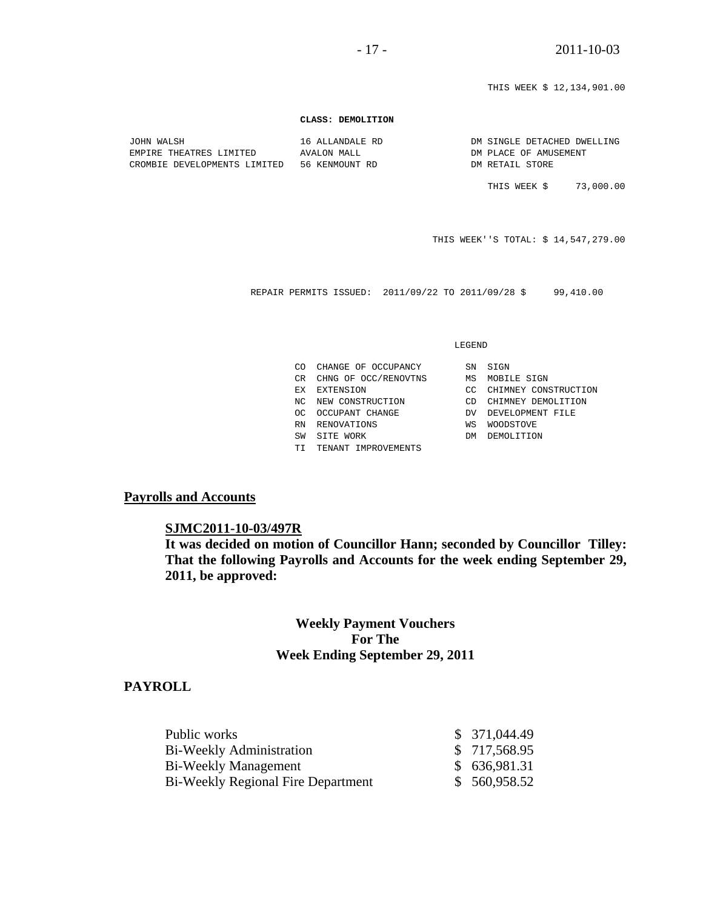THIS WEEK $ 12,134,901.00

**CLASS: DEMOLITION**

| | | |
|---|---|---|
| JOHN WALSH | 16 ALLANDALE RD | DM SINGLE DETACHED DWELLING |
| EMPIRE THEATRES LIMITED | AVALON MALL | DM PLACE OF AMUSEMENT |
| CROMBIE DEVELOPMENTS LIMITED | 56 KENMOUNT RD | DM RETAIL STORE |

THIS WEEK $ 73,000.00

THIS WEEK''S TOTAL: $ 14,547,279.00

REPAIR PERMITS ISSUED: 2011/09/22 TO 2011/09/28 $ 99,410.00

LEGEND

| | | | |
|---|---|---|---|
| CO | CHANGE OF OCCUPANCY | SN | SIGN |
| CR | CHNG OF OCC/RENOVTNS | MS | MOBILE SIGN |
| EX | EXTENSION | CC | CHIMNEY CONSTRUCTION |
| NC | NEW CONSTRUCTION | CD | CHIMNEY DEMOLITION |
| OC | OCCUPANT CHANGE | DV | DEVELOPMENT FILE |
| RN | RENOVATIONS | WS | WOODSTOVE |
| SW | SITE WORK | DM | DEMOLITION |
| TI | TENANT IMPROVEMENTS | | |

**Payrolls and Accounts**

**SJMC2011-10-03/497R**
**It was decided on motion of Councillor Hann; seconded by Councillor Tilley: That the following Payrolls and Accounts for the week ending September 29, 2011, be approved:**

**Weekly Payment Vouchers
For The
Week Ending September 29, 2011**

**PAYROLL**

| | |
|---|---|
| Public works | $ 371,044.49 |
| Bi-Weekly Administration | $ 717,568.95 |
| Bi-Weekly Management | $ 636,981.31 |
| Bi-Weekly Regional Fire Department | $ 560,958.52 |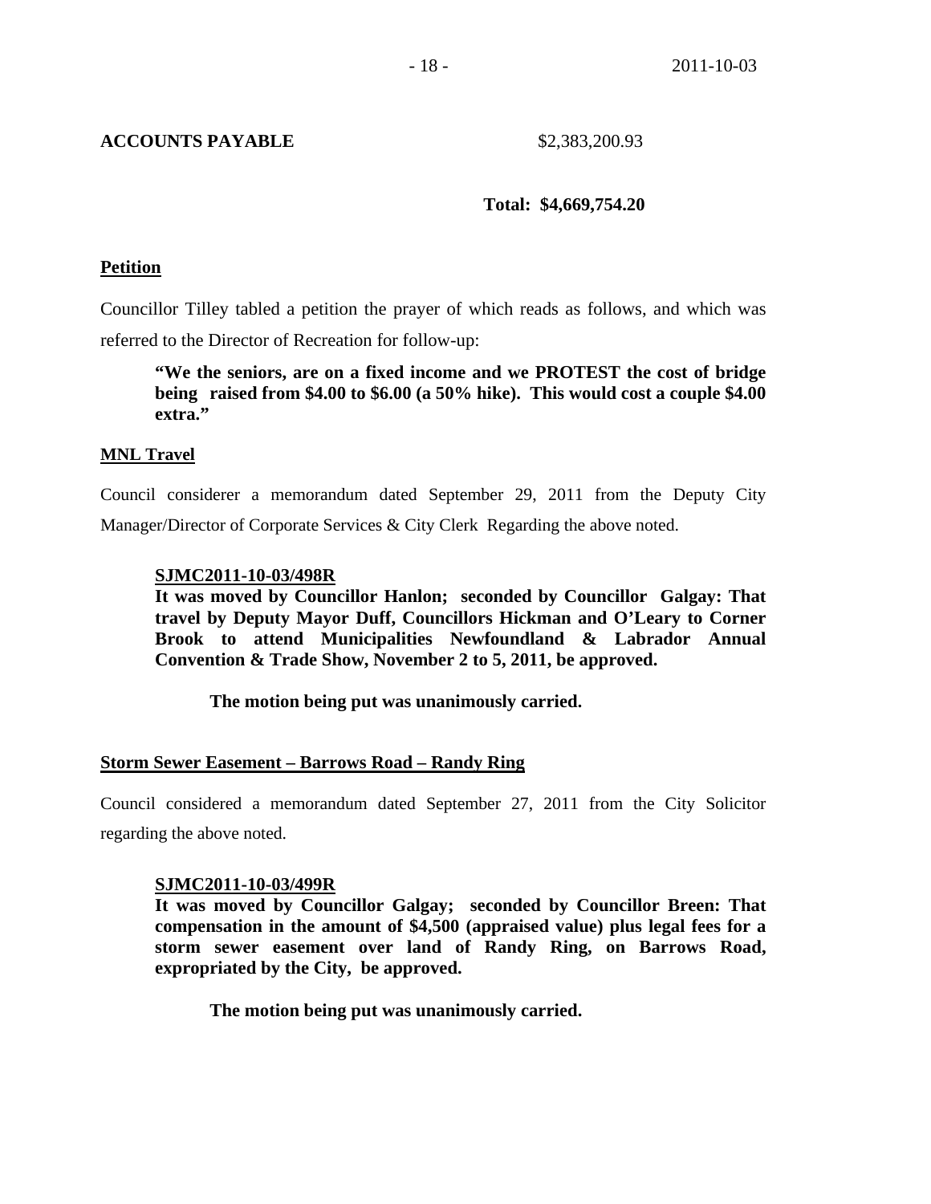**ACCOUNTS PAYABLE** $2,383,200.93

**Total: $4,669,754.20**

**Petition**

Councillor Tilley tabled a petition the prayer of which reads as follows, and which was referred to the Director of Recreation for follow-up:

> **"We the seniors, are on a fixed income and we PROTEST the cost of bridge being raised from $4.00 to $6.00 (a 50% hike). This would cost a couple $4.00 extra."**

**MNL Travel**

Council considerer a memorandum dated September 29, 2011 from the Deputy City Manager/Director of Corporate Services & City Clerk Regarding the above noted.

**SJMC2011-10-03/498R**
**It was moved by Councillor Hanlon; seconded by Councillor Galgay: That travel by Deputy Mayor Duff, Councillors Hickman and O'Leary to Corner Brook to attend Municipalities Newfoundland & Labrador Annual Convention & Trade Show, November 2 to 5, 2011, be approved.**

**The motion being put was unanimously carried.**

**Storm Sewer Easement – Barrows Road – Randy Ring**

Council considered a memorandum dated September 27, 2011 from the City Solicitor regarding the above noted.

**SJMC2011-10-03/499R**
**It was moved by Councillor Galgay; seconded by Councillor Breen: That compensation in the amount of $4,500 (appraised value) plus legal fees for a storm sewer easement over land of Randy Ring, on Barrows Road, expropriated by the City, be approved.**

**The motion being put was unanimously carried.**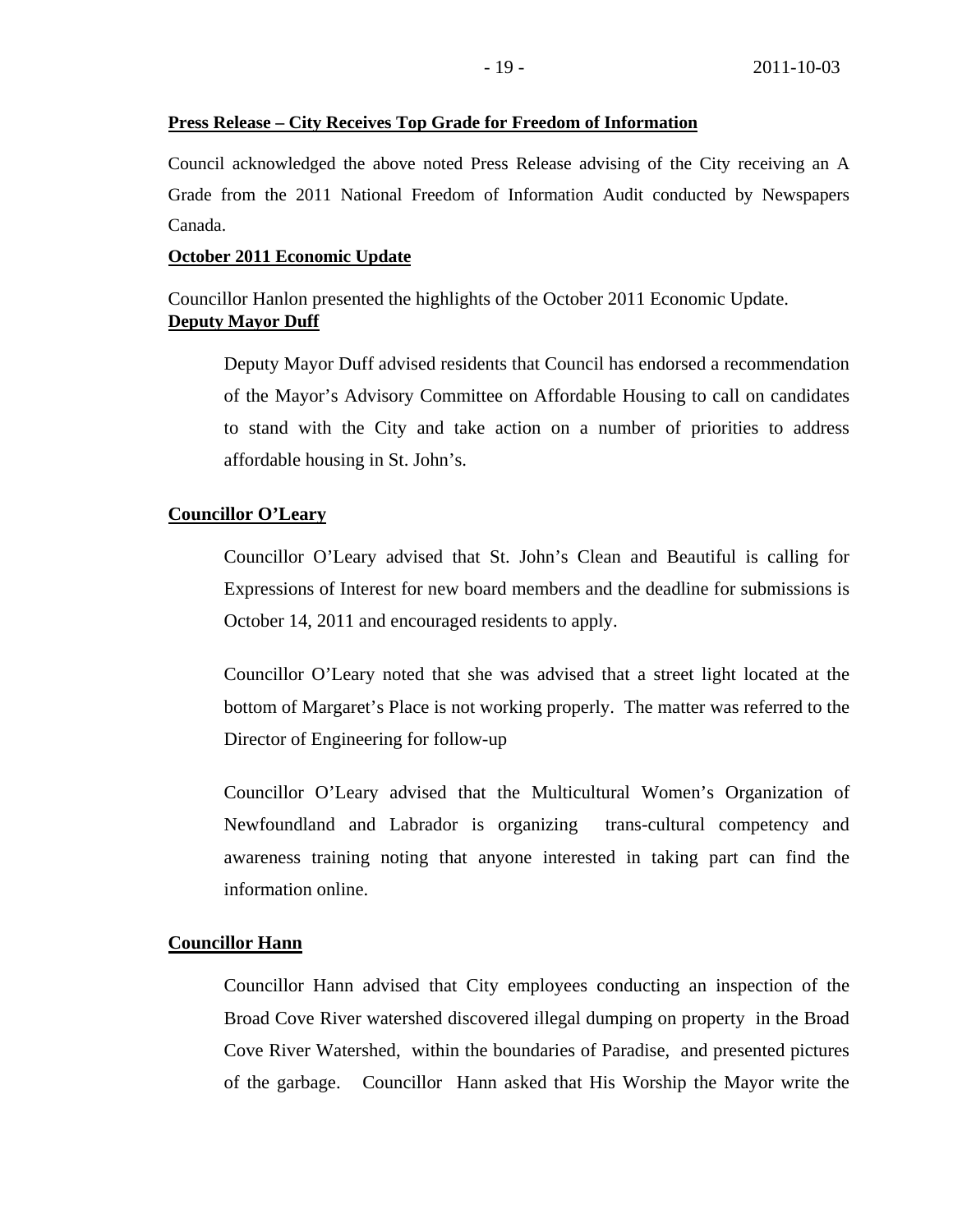**Press Release – City Receives Top Grade for Freedom of Information**

Council acknowledged the above noted Press Release advising of the City receiving an A Grade from the 2011 National Freedom of Information Audit conducted by Newspapers Canada.

**October 2011 Economic Update**

Councillor Hanlon presented the highlights of the October 2011 Economic Update.

**Deputy Mayor Duff**

Deputy Mayor Duff advised residents that Council has endorsed a recommendation of the Mayor's Advisory Committee on Affordable Housing to call on candidates to stand with the City and take action on a number of priorities to address affordable housing in St. John's.

**Councillor O'Leary**

Councillor O'Leary advised that St. John's Clean and Beautiful is calling for Expressions of Interest for new board members and the deadline for submissions is October 14, 2011 and encouraged residents to apply.

Councillor O'Leary noted that she was advised that a street light located at the bottom of Margaret's Place is not working properly. The matter was referred to the Director of Engineering for follow-up

Councillor O'Leary advised that the Multicultural Women's Organization of Newfoundland and Labrador is organizing trans-cultural competency and awareness training noting that anyone interested in taking part can find the information online.

**Councillor Hann**

Councillor Hann advised that City employees conducting an inspection of the Broad Cove River watershed discovered illegal dumping on property in the Broad Cove River Watershed, within the boundaries of Paradise, and presented pictures of the garbage. Councillor Hann asked that His Worship the Mayor write the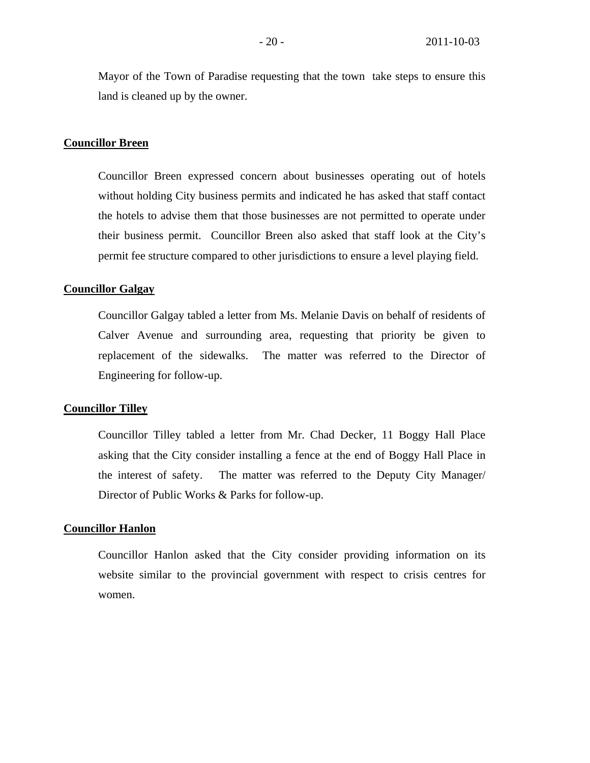Mayor of the Town of Paradise requesting that the town take steps to ensure this land is cleaned up by the owner.

**Councillor Breen**

Councillor Breen expressed concern about businesses operating out of hotels without holding City business permits and indicated he has asked that staff contact the hotels to advise them that those businesses are not permitted to operate under their business permit. Councillor Breen also asked that staff look at the City's permit fee structure compared to other jurisdictions to ensure a level playing field.

**Councillor Galgay**

Councillor Galgay tabled a letter from Ms. Melanie Davis on behalf of residents of Calver Avenue and surrounding area, requesting that priority be given to replacement of the sidewalks. The matter was referred to the Director of Engineering for follow-up.

**Councillor Tilley**

Councillor Tilley tabled a letter from Mr. Chad Decker, 11 Boggy Hall Place asking that the City consider installing a fence at the end of Boggy Hall Place in the interest of safety. The matter was referred to the Deputy City Manager/ Director of Public Works & Parks for follow-up.

**Councillor Hanlon**

Councillor Hanlon asked that the City consider providing information on its website similar to the provincial government with respect to crisis centres for women.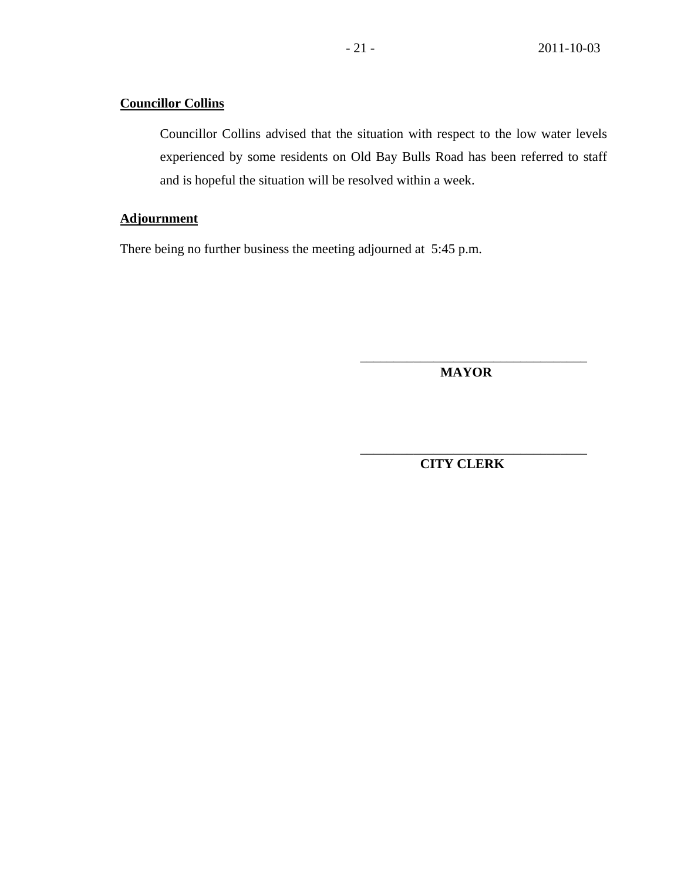**Councillor Collins**

Councillor Collins advised that the situation with respect to the low water levels experienced by some residents on Old Bay Bulls Road has been referred to staff and is hopeful the situation will be resolved within a week.

**Adjournment**

There being no further business the meeting adjourned at 5:45 p.m.

\_\_\_\_\_\_\_\_\_\_\_\_\_\_\_\_\_\_\_\_\_\_\_\_\_\_\_\_\_\_\_\_\_\_\_\_
**MAYOR**

\_\_\_\_\_\_\_\_\_\_\_\_\_\_\_\_\_\_\_\_\_\_\_\_\_\_\_\_\_\_\_\_\_\_\_\_
**CITY CLERK**